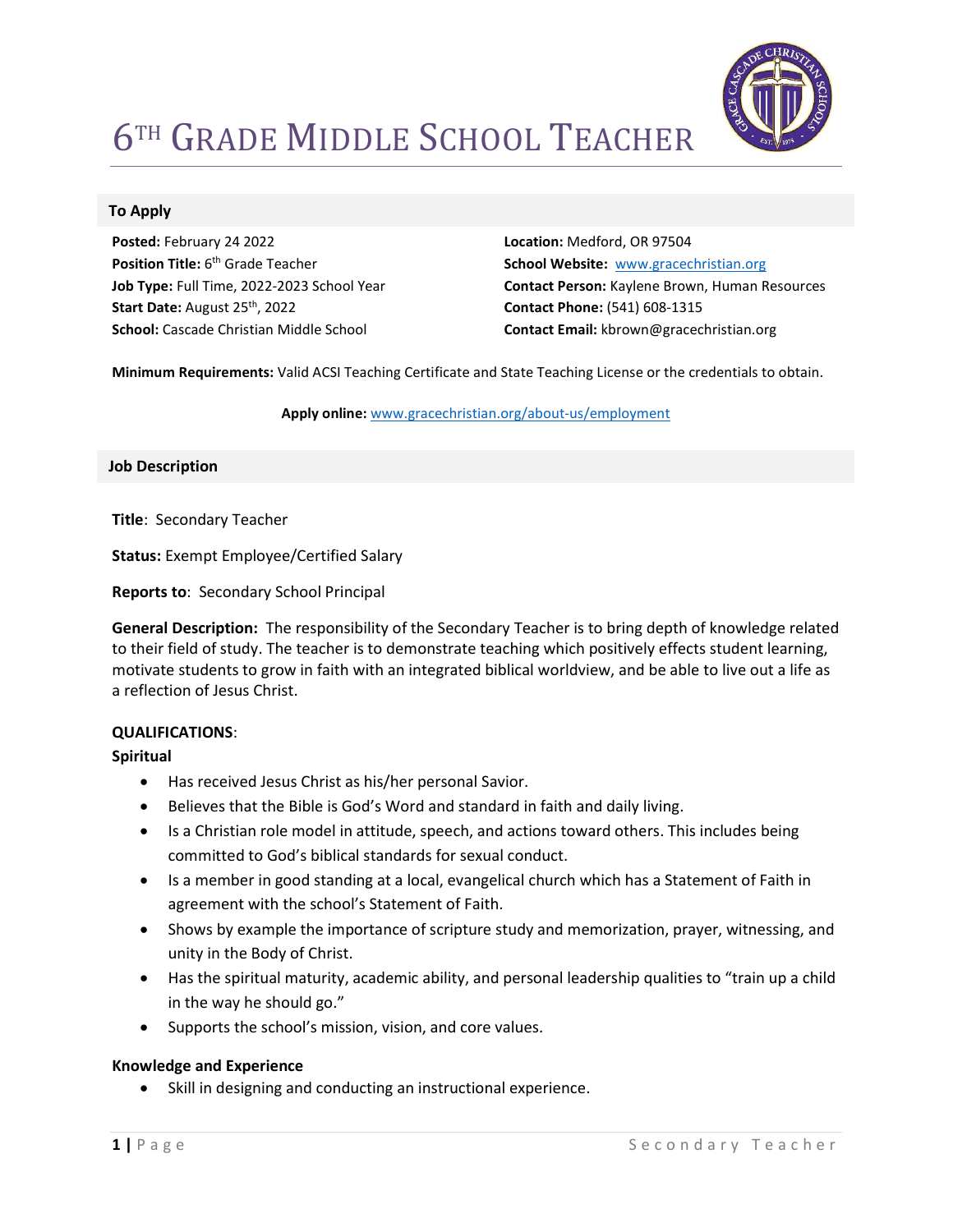# 6TH GRADE MIDDLE SCHOOL TEACHER

## To Apply

**Posted:** February 24 2022
**Position Title:** 6th Grade Teacher
**Job Type:** Full Time, 2022-2023 School Year
**Start Date:** August 25th, 2022
**School:** Cascade Christian Middle School

**Location:** Medford, OR 97504
**School Website:** www.gracechristian.org
**Contact Person:** Kaylene Brown, Human Resources
**Contact Phone:** (541) 608-1315
**Contact Email:** kbrown@gracechristian.org

**Minimum Requirements:** Valid ACSI Teaching Certificate and State Teaching License or the credentials to obtain.

**Apply online:** www.gracechristian.org/about-us/employment

## Job Description

**Title**: Secondary Teacher

**Status:** Exempt Employee/Certified Salary

**Reports to**: Secondary School Principal

**General Description:** The responsibility of the Secondary Teacher is to bring depth of knowledge related to their field of study. The teacher is to demonstrate teaching which positively effects student learning, motivate students to grow in faith with an integrated biblical worldview, and be able to live out a life as a reflection of Jesus Christ.

**QUALIFICATIONS**:

**Spiritual**

- Has received Jesus Christ as his/her personal Savior.
- Believes that the Bible is God's Word and standard in faith and daily living.
- Is a Christian role model in attitude, speech, and actions toward others. This includes being committed to God's biblical standards for sexual conduct.
- Is a member in good standing at a local, evangelical church which has a Statement of Faith in agreement with the school's Statement of Faith.
- Shows by example the importance of scripture study and memorization, prayer, witnessing, and unity in the Body of Christ.
- Has the spiritual maturity, academic ability, and personal leadership qualities to "train up a child in the way he should go."
- Supports the school's mission, vision, and core values.

**Knowledge and Experience**

- Skill in designing and conducting an instructional experience.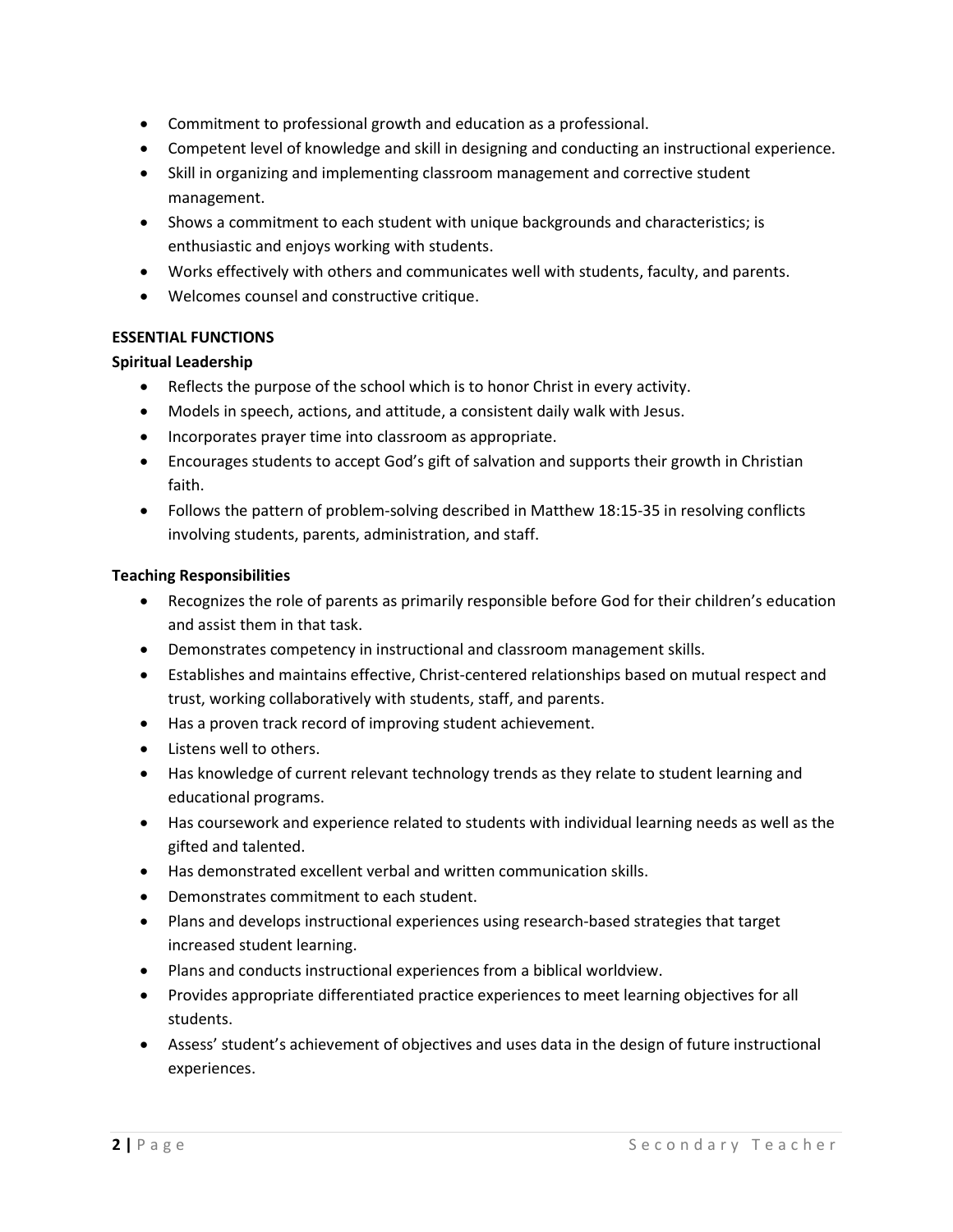- Commitment to professional growth and education as a professional.
- Competent level of knowledge and skill in designing and conducting an instructional experience.
- Skill in organizing and implementing classroom management and corrective student management.
- Shows a commitment to each student with unique backgrounds and characteristics; is enthusiastic and enjoys working with students.
- Works effectively with others and communicates well with students, faculty, and parents.
- Welcomes counsel and constructive critique.

**ESSENTIAL FUNCTIONS**

**Spiritual Leadership**

- Reflects the purpose of the school which is to honor Christ in every activity.
- Models in speech, actions, and attitude, a consistent daily walk with Jesus.
- Incorporates prayer time into classroom as appropriate.
- Encourages students to accept God's gift of salvation and supports their growth in Christian faith.
- Follows the pattern of problem-solving described in Matthew 18:15-35 in resolving conflicts involving students, parents, administration, and staff.

**Teaching Responsibilities**

- Recognizes the role of parents as primarily responsible before God for their children's education and assist them in that task.
- Demonstrates competency in instructional and classroom management skills.
- Establishes and maintains effective, Christ-centered relationships based on mutual respect and trust, working collaboratively with students, staff, and parents.
- Has a proven track record of improving student achievement.
- Listens well to others.
- Has knowledge of current relevant technology trends as they relate to student learning and educational programs.
- Has coursework and experience related to students with individual learning needs as well as the gifted and talented.
- Has demonstrated excellent verbal and written communication skills.
- Demonstrates commitment to each student.
- Plans and develops instructional experiences using research-based strategies that target increased student learning.
- Plans and conducts instructional experiences from a biblical worldview.
- Provides appropriate differentiated practice experiences to meet learning objectives for all students.
- Assess' student's achievement of objectives and uses data in the design of future instructional experiences.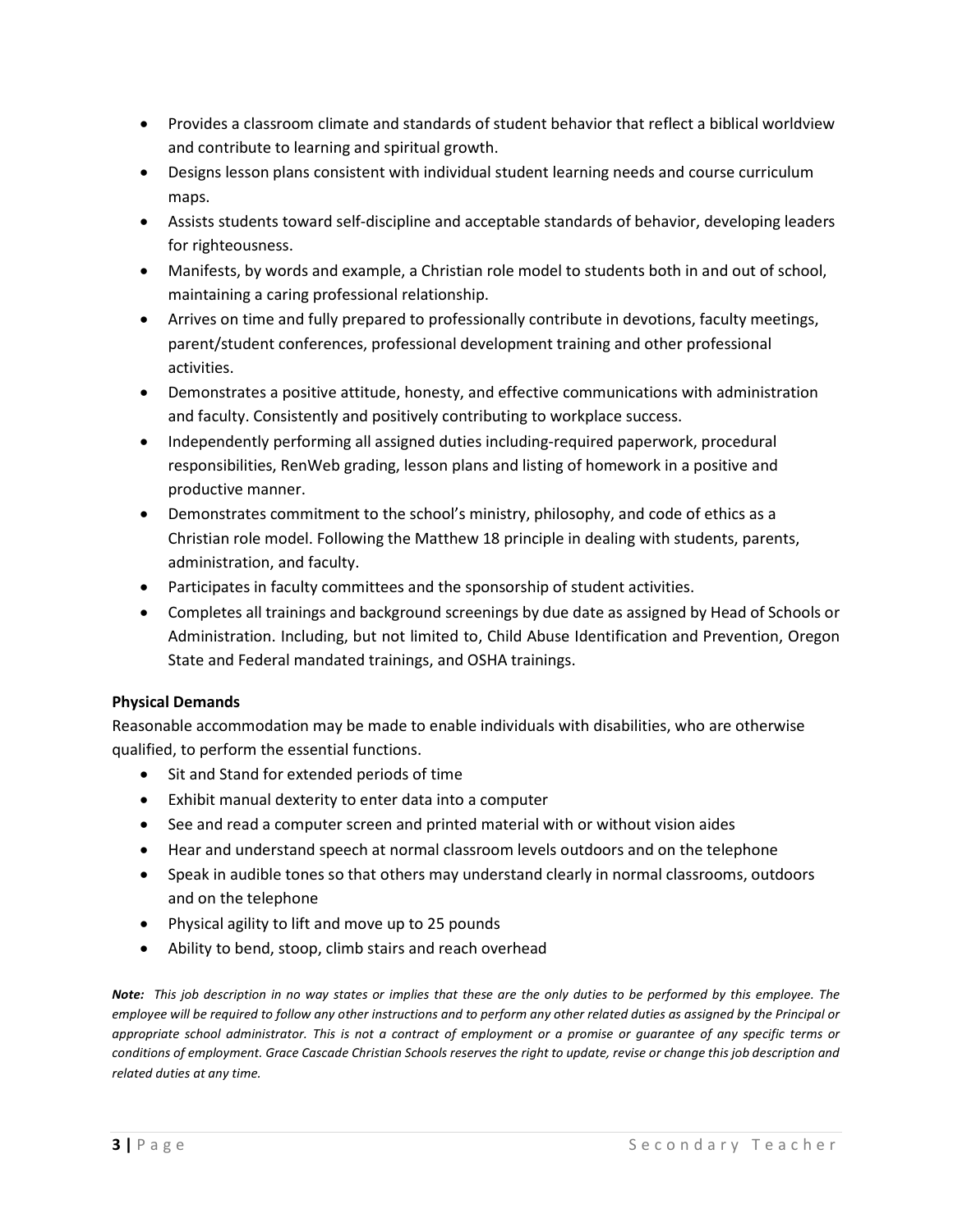- Provides a classroom climate and standards of student behavior that reflect a biblical worldview and contribute to learning and spiritual growth.
- Designs lesson plans consistent with individual student learning needs and course curriculum maps.
- Assists students toward self-discipline and acceptable standards of behavior, developing leaders for righteousness.
- Manifests, by words and example, a Christian role model to students both in and out of school, maintaining a caring professional relationship.
- Arrives on time and fully prepared to professionally contribute in devotions, faculty meetings, parent/student conferences, professional development training and other professional activities.
- Demonstrates a positive attitude, honesty, and effective communications with administration and faculty. Consistently and positively contributing to workplace success.
- Independently performing all assigned duties including-required paperwork, procedural responsibilities, RenWeb grading, lesson plans and listing of homework in a positive and productive manner.
- Demonstrates commitment to the school's ministry, philosophy, and code of ethics as a Christian role model. Following the Matthew 18 principle in dealing with students, parents, administration, and faculty.
- Participates in faculty committees and the sponsorship of student activities.
- Completes all trainings and background screenings by due date as assigned by Head of Schools or Administration. Including, but not limited to, Child Abuse Identification and Prevention, Oregon State and Federal mandated trainings, and OSHA trainings.

**Physical Demands**

Reasonable accommodation may be made to enable individuals with disabilities, who are otherwise qualified, to perform the essential functions.

- Sit and Stand for extended periods of time
- Exhibit manual dexterity to enter data into a computer
- See and read a computer screen and printed material with or without vision aides
- Hear and understand speech at normal classroom levels outdoors and on the telephone
- Speak in audible tones so that others may understand clearly in normal classrooms, outdoors and on the telephone
- Physical agility to lift and move up to 25 pounds
- Ability to bend, stoop, climb stairs and reach overhead

***Note:*** *This job description in no way states or implies that these are the only duties to be performed by this employee. The employee will be required to follow any other instructions and to perform any other related duties as assigned by the Principal or appropriate school administrator. This is not a contract of employment or a promise or guarantee of any specific terms or conditions of employment. Grace Cascade Christian Schools reserves the right to update, revise or change this job description and related duties at any time.*